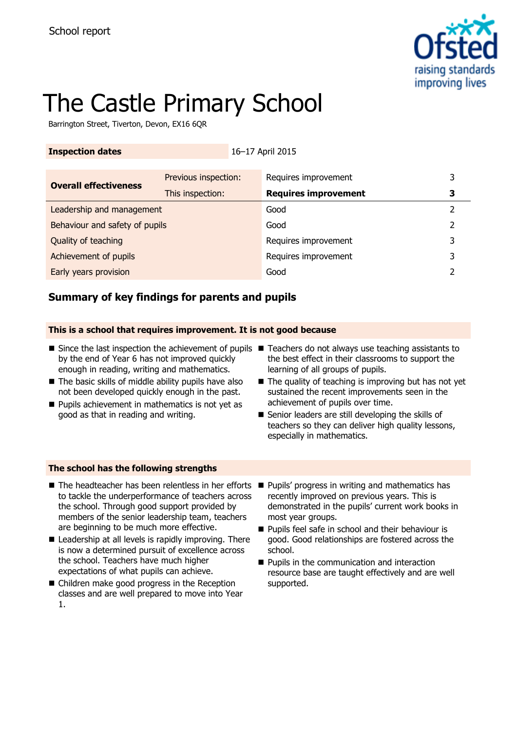School report

# The Castle Primary School

Barrington Street, Tiverton, Devon, EX16 6QR

| **Inspection dates** | 16–17 April 2015 |
|---|---|

| | | | |
|---|---|---|---|
| **Overall effectiveness** | Previous inspection: | Requires improvement | 3 |
| | This inspection: | **Requires improvement** | **3** |
| Leadership and management | | Good | 2 |
| Behaviour and safety of pupils | | Good | 2 |
| Quality of teaching | | Requires improvement | 3 |
| Achievement of pupils | | Requires improvement | 3 |
| Early years provision | | Good | 2 |

## Summary of key findings for parents and pupils

### This is a school that requires improvement. It is not good because

- Since the last inspection the achievement of pupils by the end of Year 6 has not improved quickly enough in reading, writing and mathematics.
- The basic skills of middle ability pupils have also not been developed quickly enough in the past.
- Pupils achievement in mathematics is not yet as good as that in reading and writing.
- Teachers do not always use teaching assistants to the best effect in their classrooms to support the learning of all groups of pupils.
- The quality of teaching is improving but has not yet sustained the recent improvements seen in the achievement of pupils over time.
- Senior leaders are still developing the skills of teachers so they can deliver high quality lessons, especially in mathematics.

### The school has the following strengths

- The headteacher has been relentless in her efforts to tackle the underperformance of teachers across the school. Through good support provided by members of the senior leadership team, teachers are beginning to be much more effective.
- Leadership at all levels is rapidly improving. There is now a determined pursuit of excellence across the school. Teachers have much higher expectations of what pupils can achieve.
- Children make good progress in the Reception classes and are well prepared to move into Year 1.
- Pupils' progress in writing and mathematics has recently improved on previous years. This is demonstrated in the pupils' current work books in most year groups.
- Pupils feel safe in school and their behaviour is good. Good relationships are fostered across the school.
- Pupils in the communication and interaction resource base are taught effectively and are well supported.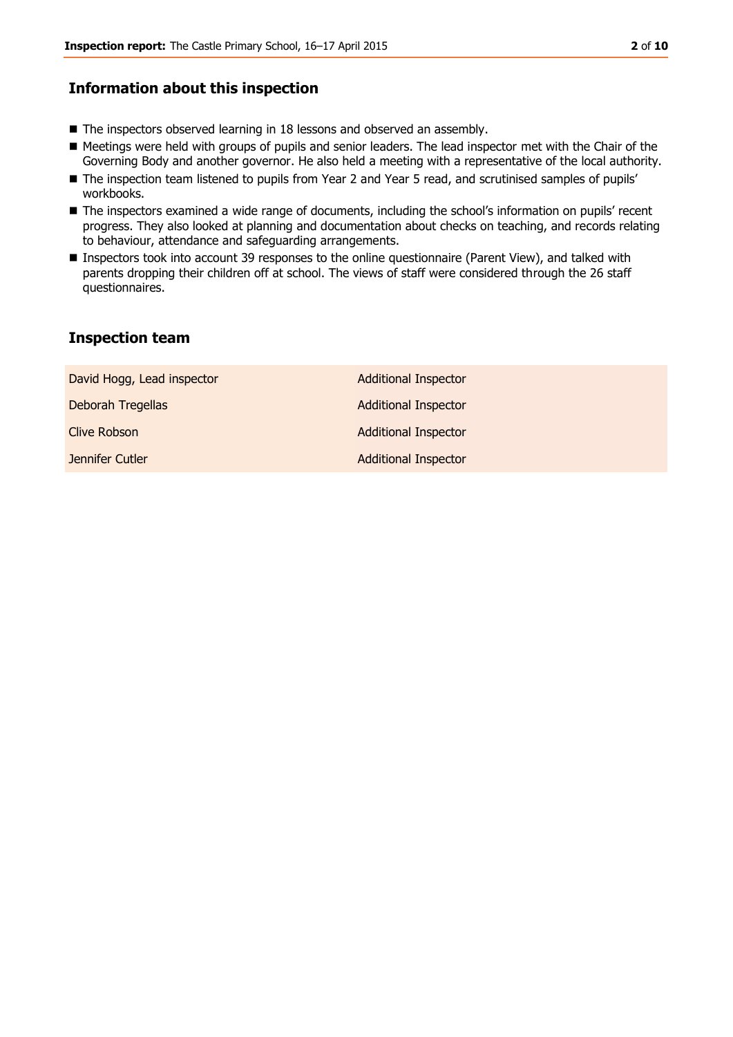## Information about this inspection

- The inspectors observed learning in 18 lessons and observed an assembly.
- Meetings were held with groups of pupils and senior leaders. The lead inspector met with the Chair of the Governing Body and another governor. He also held a meeting with a representative of the local authority.
- The inspection team listened to pupils from Year 2 and Year 5 read, and scrutinised samples of pupils' workbooks.
- The inspectors examined a wide range of documents, including the school's information on pupils' recent progress. They also looked at planning and documentation about checks on teaching, and records relating to behaviour, attendance and safeguarding arrangements.
- Inspectors took into account 39 responses to the online questionnaire (Parent View), and talked with parents dropping their children off at school. The views of staff were considered through the 26 staff questionnaires.

## Inspection team

| | |
|---|---|
| David Hogg, Lead inspector | Additional Inspector |
| Deborah Tregellas | Additional Inspector |
| Clive Robson | Additional Inspector |
| Jennifer Cutler | Additional Inspector |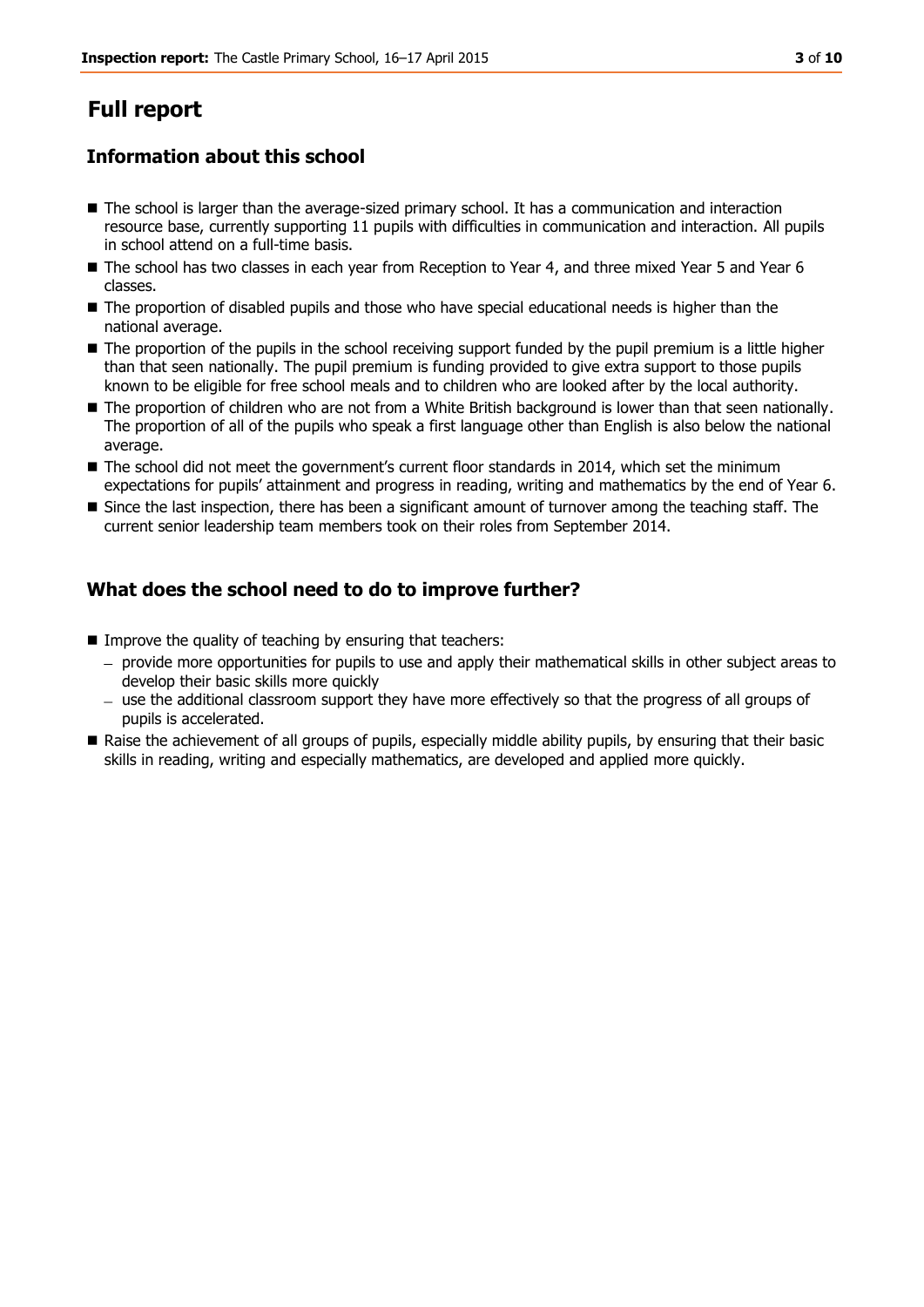# Full report

## Information about this school

- The school is larger than the average-sized primary school. It has a communication and interaction resource base, currently supporting 11 pupils with difficulties in communication and interaction. All pupils in school attend on a full-time basis.
- The school has two classes in each year from Reception to Year 4, and three mixed Year 5 and Year 6 classes.
- The proportion of disabled pupils and those who have special educational needs is higher than the national average.
- The proportion of the pupils in the school receiving support funded by the pupil premium is a little higher than that seen nationally. The pupil premium is funding provided to give extra support to those pupils known to be eligible for free school meals and to children who are looked after by the local authority.
- The proportion of children who are not from a White British background is lower than that seen nationally. The proportion of all of the pupils who speak a first language other than English is also below the national average.
- The school did not meet the government's current floor standards in 2014, which set the minimum expectations for pupils' attainment and progress in reading, writing and mathematics by the end of Year 6.
- Since the last inspection, there has been a significant amount of turnover among the teaching staff. The current senior leadership team members took on their roles from September 2014.

## What does the school need to do to improve further?

- Improve the quality of teaching by ensuring that teachers:
  - provide more opportunities for pupils to use and apply their mathematical skills in other subject areas to develop their basic skills more quickly
  - use the additional classroom support they have more effectively so that the progress of all groups of pupils is accelerated.
- Raise the achievement of all groups of pupils, especially middle ability pupils, by ensuring that their basic skills in reading, writing and especially mathematics, are developed and applied more quickly.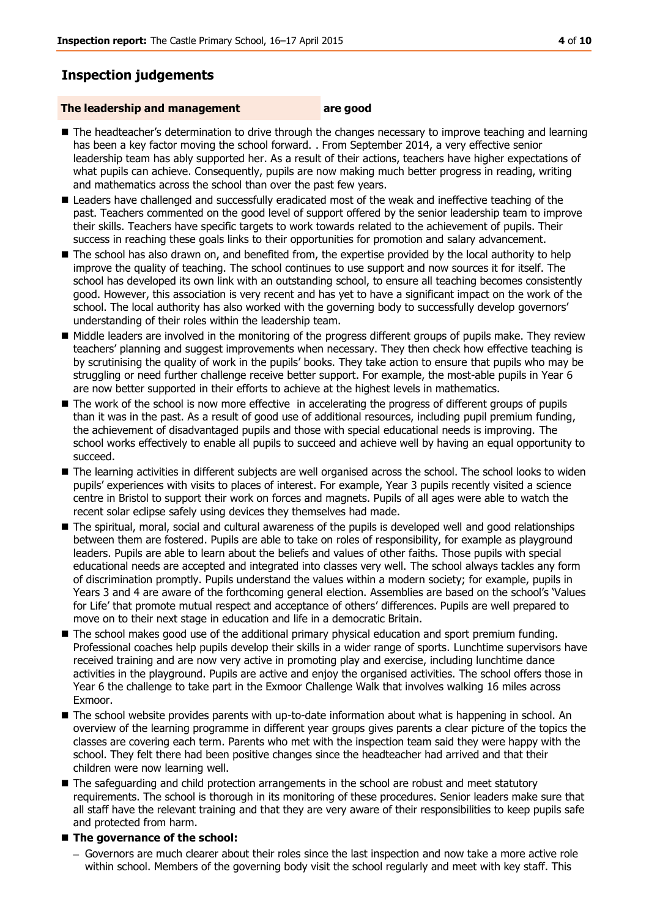## Inspection judgements

**The leadership and management are good**

- The headteacher's determination to drive through the changes necessary to improve teaching and learning has been a key factor moving the school forward. . From September 2014, a very effective senior leadership team has ably supported her. As a result of their actions, teachers have higher expectations of what pupils can achieve. Consequently, pupils are now making much better progress in reading, writing and mathematics across the school than over the past few years.
- Leaders have challenged and successfully eradicated most of the weak and ineffective teaching of the past. Teachers commented on the good level of support offered by the senior leadership team to improve their skills. Teachers have specific targets to work towards related to the achievement of pupils. Their success in reaching these goals links to their opportunities for promotion and salary advancement.
- The school has also drawn on, and benefited from, the expertise provided by the local authority to help improve the quality of teaching. The school continues to use support and now sources it for itself. The school has developed its own link with an outstanding school, to ensure all teaching becomes consistently good. However, this association is very recent and has yet to have a significant impact on the work of the school. The local authority has also worked with the governing body to successfully develop governors' understanding of their roles within the leadership team.
- Middle leaders are involved in the monitoring of the progress different groups of pupils make. They review teachers' planning and suggest improvements when necessary. They then check how effective teaching is by scrutinising the quality of work in the pupils' books. They take action to ensure that pupils who may be struggling or need further challenge receive better support. For example, the most-able pupils in Year 6 are now better supported in their efforts to achieve at the highest levels in mathematics.
- The work of the school is now more effective in accelerating the progress of different groups of pupils than it was in the past. As a result of good use of additional resources, including pupil premium funding, the achievement of disadvantaged pupils and those with special educational needs is improving. The school works effectively to enable all pupils to succeed and achieve well by having an equal opportunity to succeed.
- The learning activities in different subjects are well organised across the school. The school looks to widen pupils' experiences with visits to places of interest. For example, Year 3 pupils recently visited a science centre in Bristol to support their work on forces and magnets. Pupils of all ages were able to watch the recent solar eclipse safely using devices they themselves had made.
- The spiritual, moral, social and cultural awareness of the pupils is developed well and good relationships between them are fostered. Pupils are able to take on roles of responsibility, for example as playground leaders. Pupils are able to learn about the beliefs and values of other faiths. Those pupils with special educational needs are accepted and integrated into classes very well. The school always tackles any form of discrimination promptly. Pupils understand the values within a modern society; for example, pupils in Years 3 and 4 are aware of the forthcoming general election. Assemblies are based on the school's 'Values for Life' that promote mutual respect and acceptance of others' differences. Pupils are well prepared to move on to their next stage in education and life in a democratic Britain.
- The school makes good use of the additional primary physical education and sport premium funding. Professional coaches help pupils develop their skills in a wider range of sports. Lunchtime supervisors have received training and are now very active in promoting play and exercise, including lunchtime dance activities in the playground. Pupils are active and enjoy the organised activities. The school offers those in Year 6 the challenge to take part in the Exmoor Challenge Walk that involves walking 16 miles across Exmoor.
- The school website provides parents with up-to-date information about what is happening in school. An overview of the learning programme in different year groups gives parents a clear picture of the topics the classes are covering each term. Parents who met with the inspection team said they were happy with the school. They felt there had been positive changes since the headteacher had arrived and that their children were now learning well.
- The safeguarding and child protection arrangements in the school are robust and meet statutory requirements. The school is thorough in its monitoring of these procedures. Senior leaders make sure that all staff have the relevant training and that they are very aware of their responsibilities to keep pupils safe and protected from harm.
- **The governance of the school:**
  - Governors are much clearer about their roles since the last inspection and now take a more active role within school. Members of the governing body visit the school regularly and meet with key staff. This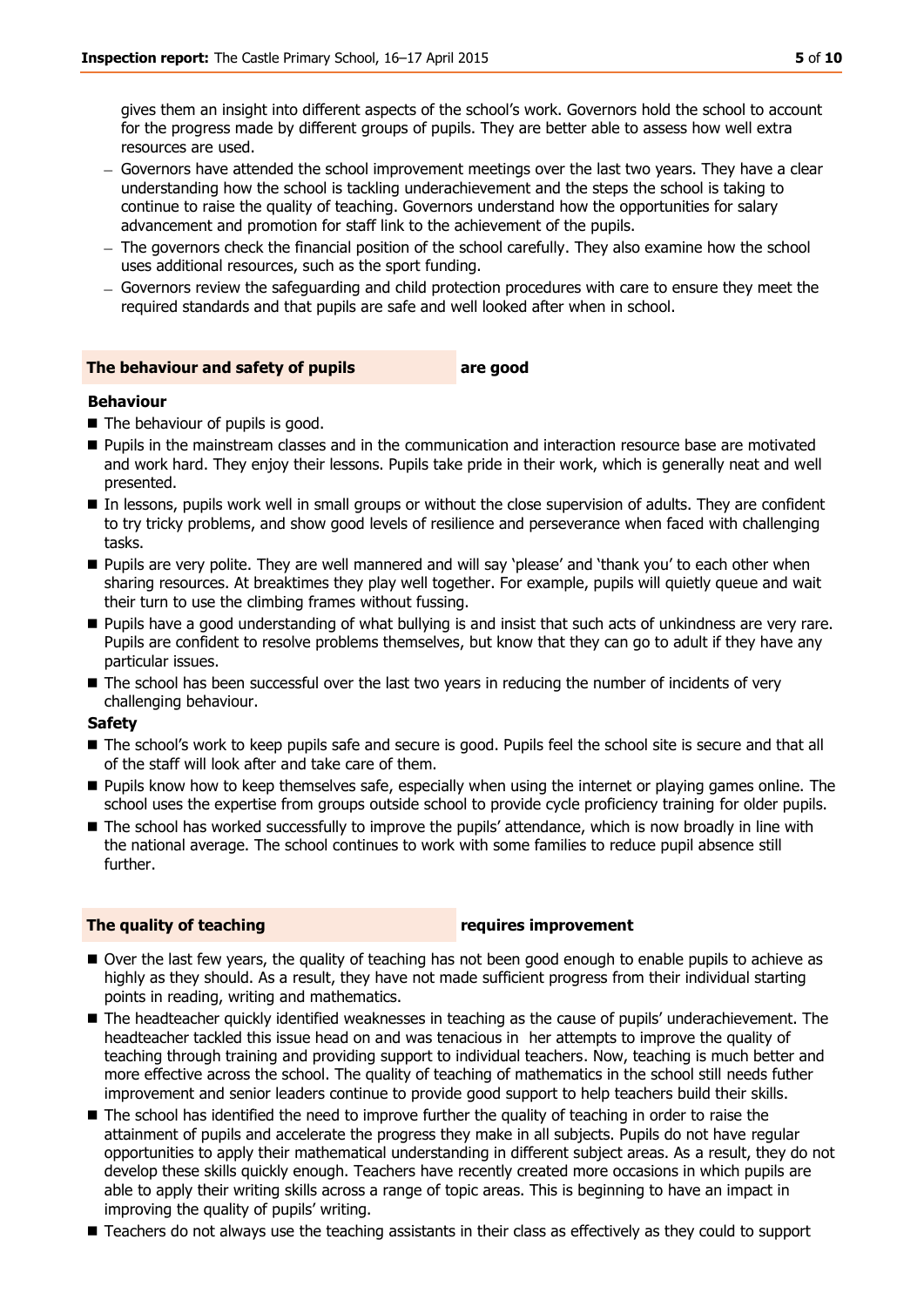gives them an insight into different aspects of the school's work. Governors hold the school to account for the progress made by different groups of pupils. They are better able to assess how well extra resources are used.

- Governors have attended the school improvement meetings over the last two years. They have a clear understanding how the school is tackling underachievement and the steps the school is taking to continue to raise the quality of teaching. Governors understand how the opportunities for salary advancement and promotion for staff link to the achievement of the pupils.
- The governors check the financial position of the school carefully. They also examine how the school uses additional resources, such as the sport funding.
- Governors review the safeguarding and child protection procedures with care to ensure they meet the required standards and that pupils are safe and well looked after when in school.

## The behaviour and safety of pupils — are good

### Behaviour

- The behaviour of pupils is good.
- Pupils in the mainstream classes and in the communication and interaction resource base are motivated and work hard. They enjoy their lessons. Pupils take pride in their work, which is generally neat and well presented.
- In lessons, pupils work well in small groups or without the close supervision of adults. They are confident to try tricky problems, and show good levels of resilience and perseverance when faced with challenging tasks.
- Pupils are very polite. They are well mannered and will say 'please' and 'thank you' to each other when sharing resources. At breaktimes they play well together. For example, pupils will quietly queue and wait their turn to use the climbing frames without fussing.
- Pupils have a good understanding of what bullying is and insist that such acts of unkindness are very rare. Pupils are confident to resolve problems themselves, but know that they can go to adult if they have any particular issues.
- The school has been successful over the last two years in reducing the number of incidents of very challenging behaviour.

### Safety

- The school's work to keep pupils safe and secure is good. Pupils feel the school site is secure and that all of the staff will look after and take care of them.
- Pupils know how to keep themselves safe, especially when using the internet or playing games online. The school uses the expertise from groups outside school to provide cycle proficiency training for older pupils.
- The school has worked successfully to improve the pupils' attendance, which is now broadly in line with the national average. The school continues to work with some families to reduce pupil absence still further.

## The quality of teaching — requires improvement

- Over the last few years, the quality of teaching has not been good enough to enable pupils to achieve as highly as they should. As a result, they have not made sufficient progress from their individual starting points in reading, writing and mathematics.
- The headteacher quickly identified weaknesses in teaching as the cause of pupils' underachievement. The headteacher tackled this issue head on and was tenacious in her attempts to improve the quality of teaching through training and providing support to individual teachers. Now, teaching is much better and more effective across the school. The quality of teaching of mathematics in the school still needs futher improvement and senior leaders continue to provide good support to help teachers build their skills.
- The school has identified the need to improve further the quality of teaching in order to raise the attainment of pupils and accelerate the progress they make in all subjects. Pupils do not have regular opportunities to apply their mathematical understanding in different subject areas. As a result, they do not develop these skills quickly enough. Teachers have recently created more occasions in which pupils are able to apply their writing skills across a range of topic areas. This is beginning to have an impact in improving the quality of pupils' writing.
- Teachers do not always use the teaching assistants in their class as effectively as they could to support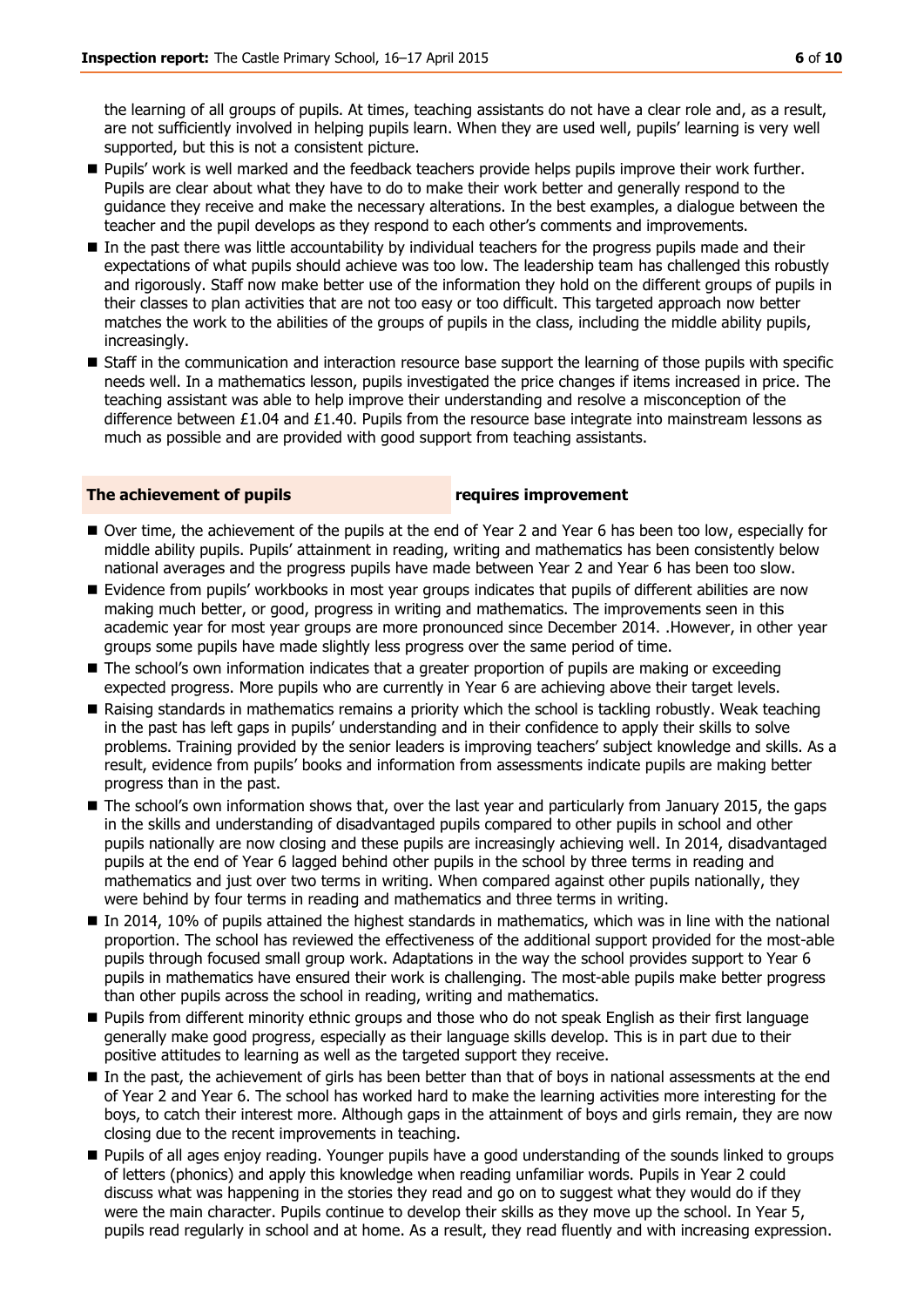the learning of all groups of pupils. At times, teaching assistants do not have a clear role and, as a result, are not sufficiently involved in helping pupils learn. When they are used well, pupils' learning is very well supported, but this is not a consistent picture.

- Pupils' work is well marked and the feedback teachers provide helps pupils improve their work further. Pupils are clear about what they have to do to make their work better and generally respond to the guidance they receive and make the necessary alterations. In the best examples, a dialogue between the teacher and the pupil develops as they respond to each other's comments and improvements.
- In the past there was little accountability by individual teachers for the progress pupils made and their expectations of what pupils should achieve was too low. The leadership team has challenged this robustly and rigorously. Staff now make better use of the information they hold on the different groups of pupils in their classes to plan activities that are not too easy or too difficult. This targeted approach now better matches the work to the abilities of the groups of pupils in the class, including the middle ability pupils, increasingly.
- Staff in the communication and interaction resource base support the learning of those pupils with specific needs well. In a mathematics lesson, pupils investigated the price changes if items increased in price. The teaching assistant was able to help improve their understanding and resolve a misconception of the difference between £1.04 and £1.40. Pupils from the resource base integrate into mainstream lessons as much as possible and are provided with good support from teaching assistants.

## The achievement of pupils — requires improvement

- Over time, the achievement of the pupils at the end of Year 2 and Year 6 has been too low, especially for middle ability pupils. Pupils' attainment in reading, writing and mathematics has been consistently below national averages and the progress pupils have made between Year 2 and Year 6 has been too slow.
- Evidence from pupils' workbooks in most year groups indicates that pupils of different abilities are now making much better, or good, progress in writing and mathematics. The improvements seen in this academic year for most year groups are more pronounced since December 2014. .However, in other year groups some pupils have made slightly less progress over the same period of time.
- The school's own information indicates that a greater proportion of pupils are making or exceeding expected progress. More pupils who are currently in Year 6 are achieving above their target levels.
- Raising standards in mathematics remains a priority which the school is tackling robustly. Weak teaching in the past has left gaps in pupils' understanding and in their confidence to apply their skills to solve problems. Training provided by the senior leaders is improving teachers' subject knowledge and skills. As a result, evidence from pupils' books and information from assessments indicate pupils are making better progress than in the past.
- The school's own information shows that, over the last year and particularly from January 2015, the gaps in the skills and understanding of disadvantaged pupils compared to other pupils in school and other pupils nationally are now closing and these pupils are increasingly achieving well. In 2014, disadvantaged pupils at the end of Year 6 lagged behind other pupils in the school by three terms in reading and mathematics and just over two terms in writing. When compared against other pupils nationally, they were behind by four terms in reading and mathematics and three terms in writing.
- In 2014, 10% of pupils attained the highest standards in mathematics, which was in line with the national proportion. The school has reviewed the effectiveness of the additional support provided for the most-able pupils through focused small group work. Adaptations in the way the school provides support to Year 6 pupils in mathematics have ensured their work is challenging. The most-able pupils make better progress than other pupils across the school in reading, writing and mathematics.
- Pupils from different minority ethnic groups and those who do not speak English as their first language generally make good progress, especially as their language skills develop. This is in part due to their positive attitudes to learning as well as the targeted support they receive.
- In the past, the achievement of girls has been better than that of boys in national assessments at the end of Year 2 and Year 6. The school has worked hard to make the learning activities more interesting for the boys, to catch their interest more. Although gaps in the attainment of boys and girls remain, they are now closing due to the recent improvements in teaching.
- Pupils of all ages enjoy reading. Younger pupils have a good understanding of the sounds linked to groups of letters (phonics) and apply this knowledge when reading unfamiliar words. Pupils in Year 2 could discuss what was happening in the stories they read and go on to suggest what they would do if they were the main character. Pupils continue to develop their skills as they move up the school. In Year 5, pupils read regularly in school and at home. As a result, they read fluently and with increasing expression.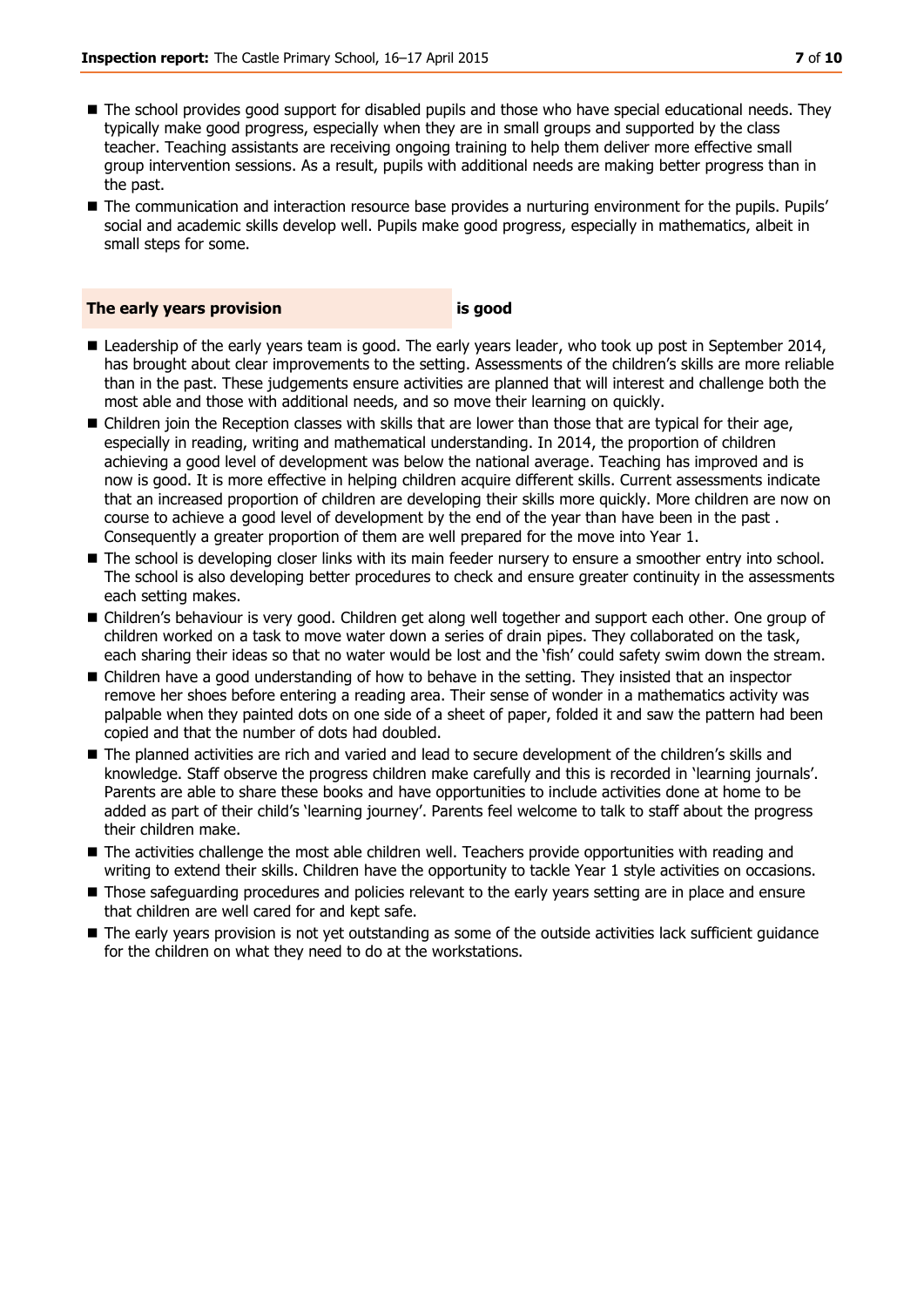- The school provides good support for disabled pupils and those who have special educational needs. They typically make good progress, especially when they are in small groups and supported by the class teacher. Teaching assistants are receiving ongoing training to help them deliver more effective small group intervention sessions. As a result, pupils with additional needs are making better progress than in the past.
- The communication and interaction resource base provides a nurturing environment for the pupils. Pupils' social and academic skills develop well. Pupils make good progress, especially in mathematics, albeit in small steps for some.

### The early years provision is good

- Leadership of the early years team is good. The early years leader, who took up post in September 2014, has brought about clear improvements to the setting. Assessments of the children's skills are more reliable than in the past. These judgements ensure activities are planned that will interest and challenge both the most able and those with additional needs, and so move their learning on quickly.
- Children join the Reception classes with skills that are lower than those that are typical for their age, especially in reading, writing and mathematical understanding. In 2014, the proportion of children achieving a good level of development was below the national average. Teaching has improved and is now is good. It is more effective in helping children acquire different skills. Current assessments indicate that an increased proportion of children are developing their skills more quickly. More children are now on course to achieve a good level of development by the end of the year than have been in the past . Consequently a greater proportion of them are well prepared for the move into Year 1.
- The school is developing closer links with its main feeder nursery to ensure a smoother entry into school. The school is also developing better procedures to check and ensure greater continuity in the assessments each setting makes.
- Children's behaviour is very good. Children get along well together and support each other. One group of children worked on a task to move water down a series of drain pipes. They collaborated on the task, each sharing their ideas so that no water would be lost and the 'fish' could safety swim down the stream.
- Children have a good understanding of how to behave in the setting. They insisted that an inspector remove her shoes before entering a reading area. Their sense of wonder in a mathematics activity was palpable when they painted dots on one side of a sheet of paper, folded it and saw the pattern had been copied and that the number of dots had doubled.
- The planned activities are rich and varied and lead to secure development of the children's skills and knowledge. Staff observe the progress children make carefully and this is recorded in 'learning journals'. Parents are able to share these books and have opportunities to include activities done at home to be added as part of their child's 'learning journey'. Parents feel welcome to talk to staff about the progress their children make.
- The activities challenge the most able children well. Teachers provide opportunities with reading and writing to extend their skills. Children have the opportunity to tackle Year 1 style activities on occasions.
- Those safeguarding procedures and policies relevant to the early years setting are in place and ensure that children are well cared for and kept safe.
- The early years provision is not yet outstanding as some of the outside activities lack sufficient guidance for the children on what they need to do at the workstations.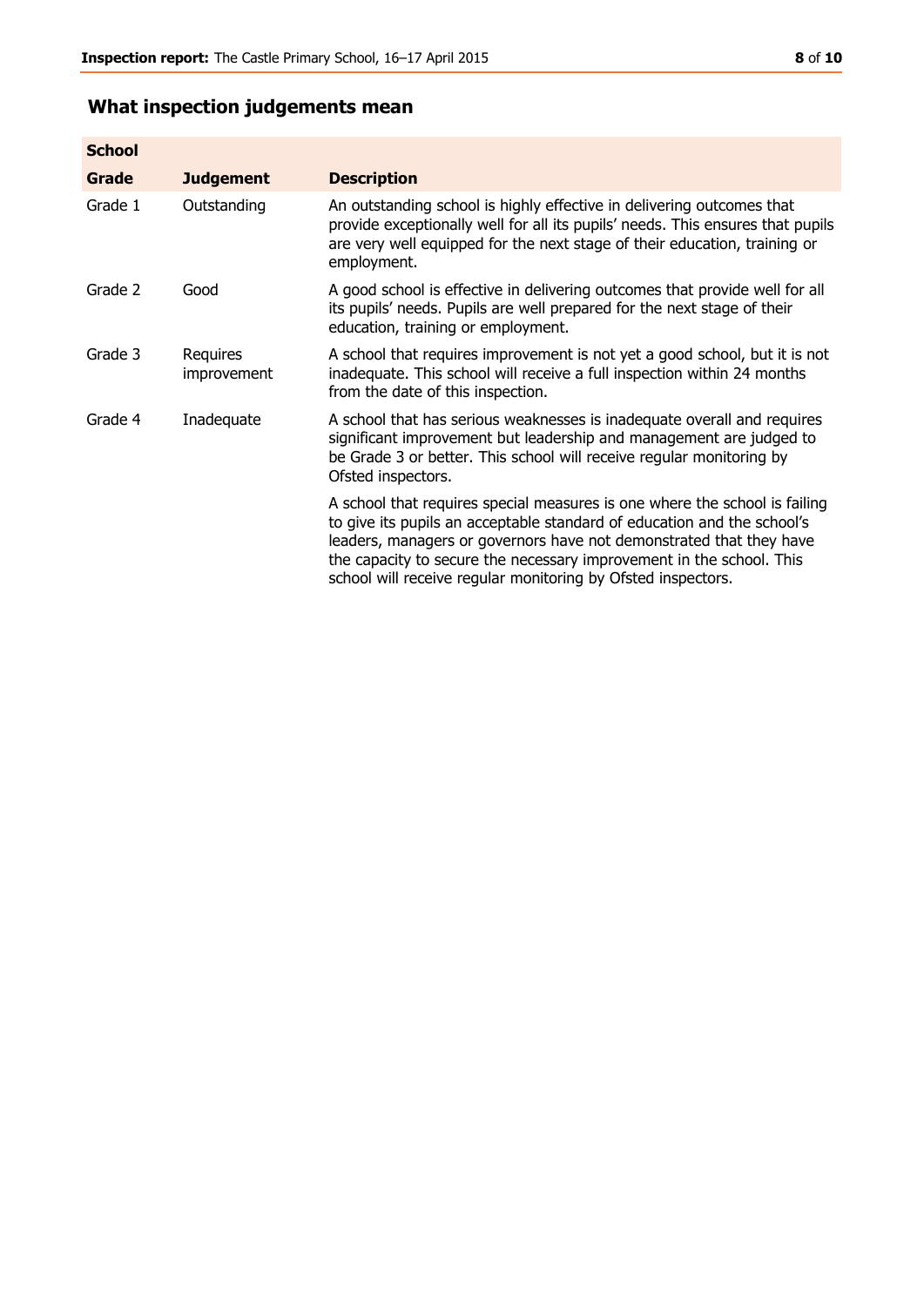## What inspection judgements mean

| School | | |
|---|---|---|
| **Grade** | **Judgement** | **Description** |
| Grade 1 | Outstanding | An outstanding school is highly effective in delivering outcomes that provide exceptionally well for all its pupils' needs. This ensures that pupils are very well equipped for the next stage of their education, training or employment. |
| Grade 2 | Good | A good school is effective in delivering outcomes that provide well for all its pupils' needs. Pupils are well prepared for the next stage of their education, training or employment. |
| Grade 3 | Requires improvement | A school that requires improvement is not yet a good school, but it is not inadequate. This school will receive a full inspection within 24 months from the date of this inspection. |
| Grade 4 | Inadequate | A school that has serious weaknesses is inadequate overall and requires significant improvement but leadership and management are judged to be Grade 3 or better. This school will receive regular monitoring by Ofsted inspectors. |
| | | A school that requires special measures is one where the school is failing to give its pupils an acceptable standard of education and the school's leaders, managers or governors have not demonstrated that they have the capacity to secure the necessary improvement in the school. This school will receive regular monitoring by Ofsted inspectors. |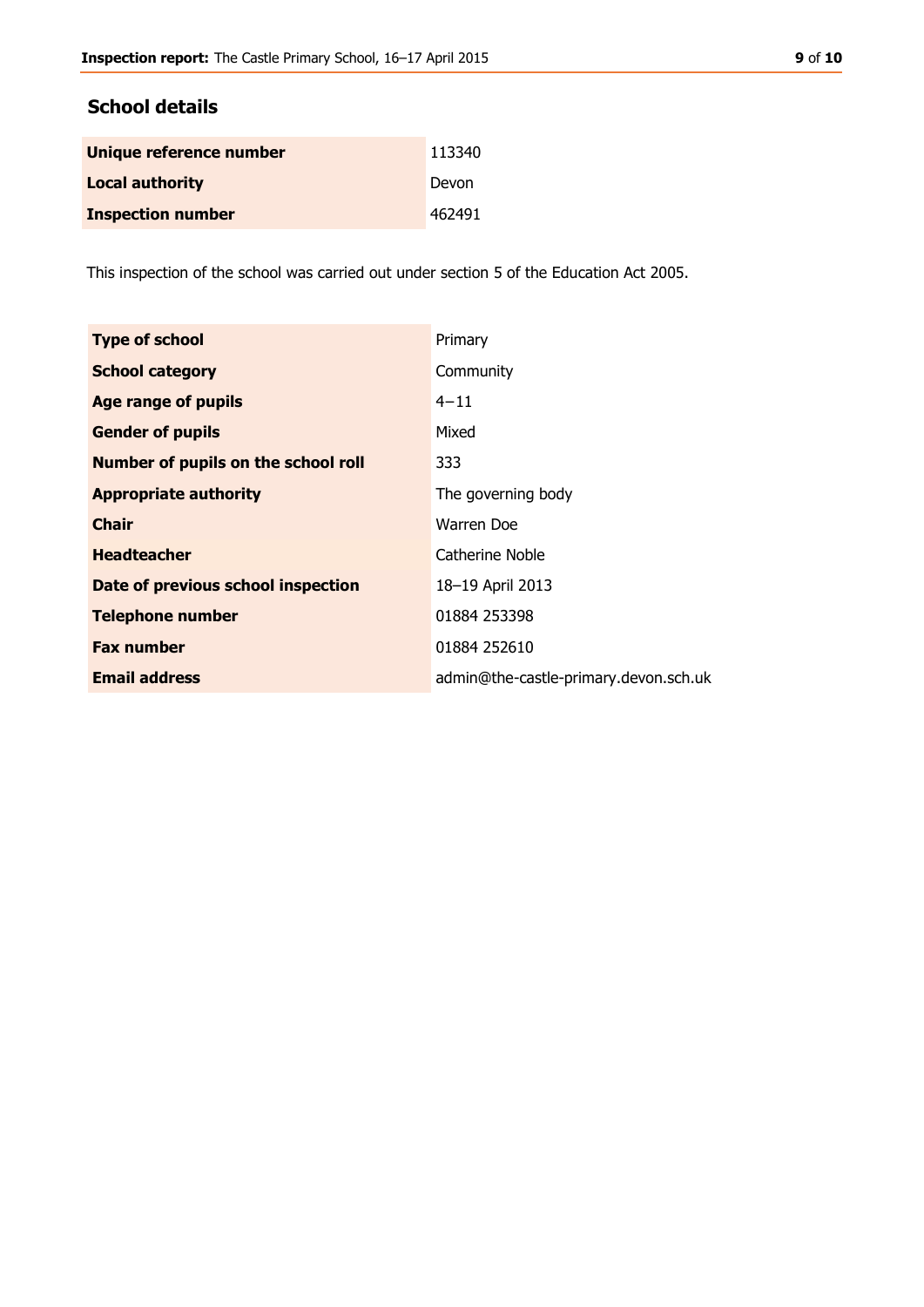## School details

| | |
|---|---|
| **Unique reference number** | 113340 |
| **Local authority** | Devon |
| **Inspection number** | 462491 |

This inspection of the school was carried out under section 5 of the Education Act 2005.

| | |
|---|---|
| **Type of school** | Primary |
| **School category** | Community |
| **Age range of pupils** | 4−11 |
| **Gender of pupils** | Mixed |
| **Number of pupils on the school roll** | 333 |
| **Appropriate authority** | The governing body |
| **Chair** | Warren Doe |
| **Headteacher** | Catherine Noble |
| **Date of previous school inspection** | 18–19 April 2013 |
| **Telephone number** | 01884 253398 |
| **Fax number** | 01884 252610 |
| **Email address** | admin@the-castle-primary.devon.sch.uk |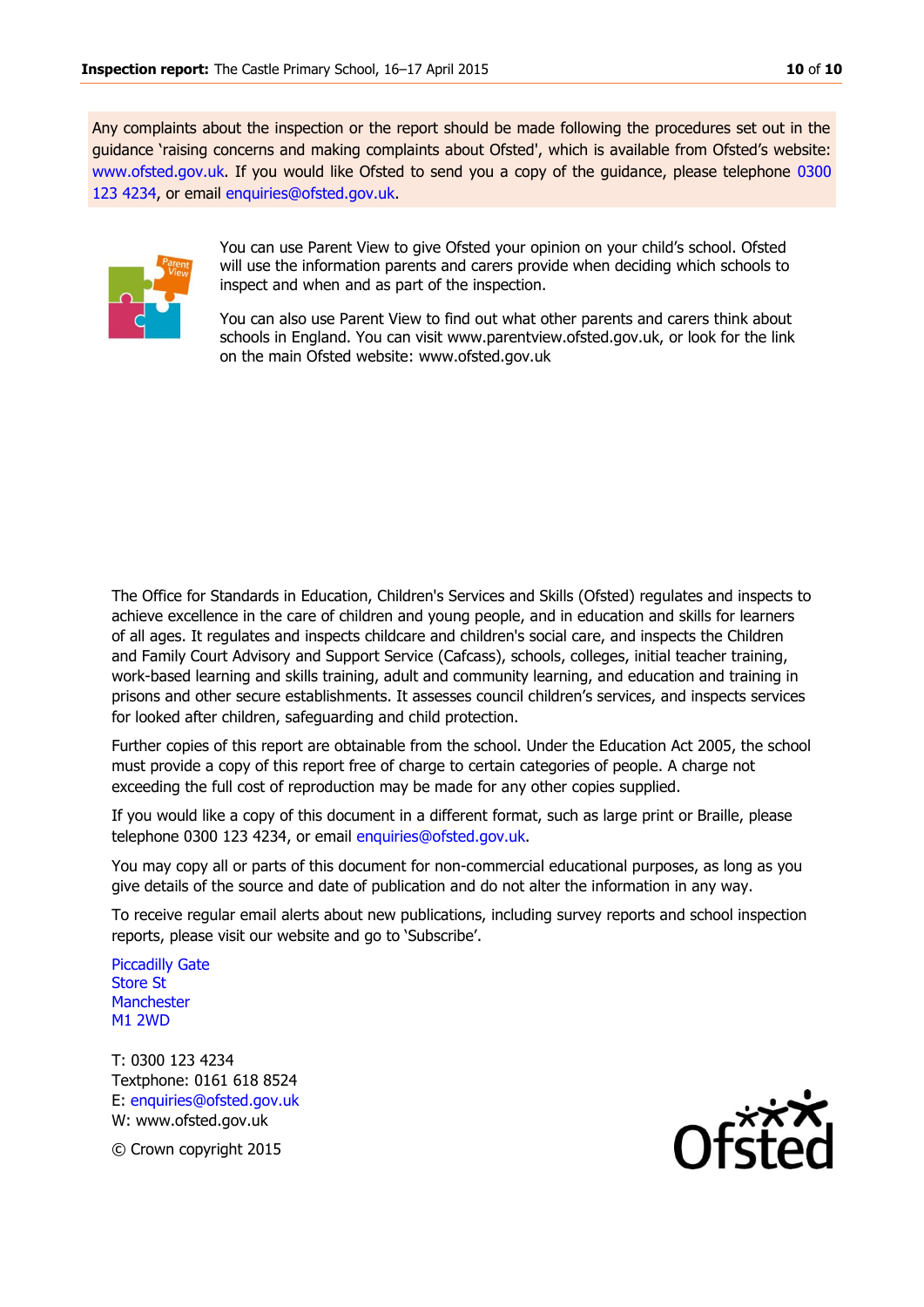Any complaints about the inspection or the report should be made following the procedures set out in the guidance 'raising concerns and making complaints about Ofsted', which is available from Ofsted's website: www.ofsted.gov.uk. If you would like Ofsted to send you a copy of the guidance, please telephone 0300 123 4234, or email enquiries@ofsted.gov.uk.

You can use Parent View to give Ofsted your opinion on your child's school. Ofsted will use the information parents and carers provide when deciding which schools to inspect and when and as part of the inspection.

You can also use Parent View to find out what other parents and carers think about schools in England. You can visit www.parentview.ofsted.gov.uk, or look for the link on the main Ofsted website: www.ofsted.gov.uk

The Office for Standards in Education, Children's Services and Skills (Ofsted) regulates and inspects to achieve excellence in the care of children and young people, and in education and skills for learners of all ages. It regulates and inspects childcare and children's social care, and inspects the Children and Family Court Advisory and Support Service (Cafcass), schools, colleges, initial teacher training, work-based learning and skills training, adult and community learning, and education and training in prisons and other secure establishments. It assesses council children's services, and inspects services for looked after children, safeguarding and child protection.

Further copies of this report are obtainable from the school. Under the Education Act 2005, the school must provide a copy of this report free of charge to certain categories of people. A charge not exceeding the full cost of reproduction may be made for any other copies supplied.

If you would like a copy of this document in a different format, such as large print or Braille, please telephone 0300 123 4234, or email enquiries@ofsted.gov.uk.

You may copy all or parts of this document for non-commercial educational purposes, as long as you give details of the source and date of publication and do not alter the information in any way.

To receive regular email alerts about new publications, including survey reports and school inspection reports, please visit our website and go to 'Subscribe'.

Piccadilly Gate
Store St
Manchester
M1 2WD

T: 0300 123 4234
Textphone: 0161 618 8524
E: enquiries@ofsted.gov.uk
W: www.ofsted.gov.uk

© Crown copyright 2015